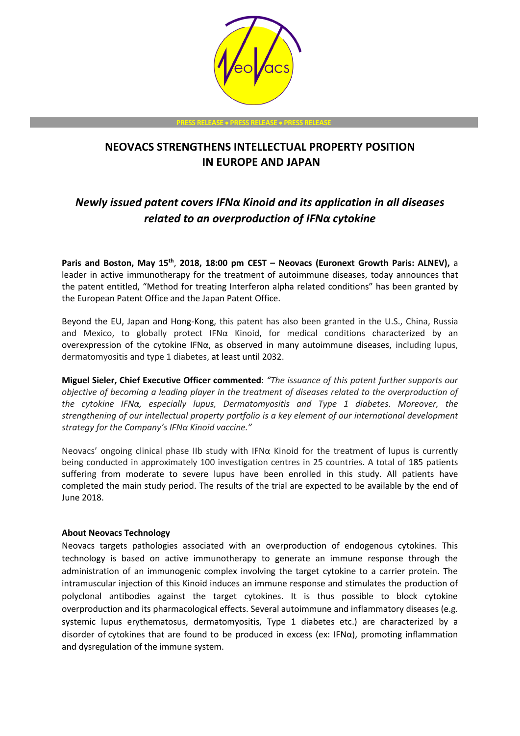PRESS RELEASE • PRESS RELEASE • PRESS RELEASE

# NEOVACS STRENGTHENS INTELLECTUAL PROPERTY POSITION IN EUROPE AND JAPAN

## *Newly issued patent covers IFNα Kinoid and its application in all diseases related to an overproduction of IFNα cytokine*

**Paris and Boston, May 15th, 2018, 18:00 pm CEST – Neovacs (Euronext Growth Paris: ALNEV),** a leader in active immunotherapy for the treatment of autoimmune diseases, today announces that the patent entitled, "Method for treating Interferon alpha related conditions" has been granted by the European Patent Office and the Japan Patent Office.

Beyond the EU, Japan and Hong-Kong, this patent has also been granted in the U.S., China, Russia and Mexico, to globally protect IFNα Kinoid, for medical conditions characterized by an overexpression of the cytokine IFNα, as observed in many autoimmune diseases, including lupus, dermatomyositis and type 1 diabetes, at least until 2032.

**Miguel Sieler, Chief Executive Officer commented**: *"The issuance of this patent further supports our objective of becoming a leading player in the treatment of diseases related to the overproduction of the cytokine IFNα, especially lupus, Dermatomyositis and Type 1 diabetes. Moreover, the strengthening of our intellectual property portfolio is a key element of our international development strategy for the Company's IFNα Kinoid vaccine."*

Neovacs' ongoing clinical phase IIb study with IFNα Kinoid for the treatment of lupus is currently being conducted in approximately 100 investigation centres in 25 countries. A total of 185 patients suffering from moderate to severe lupus have been enrolled in this study. All patients have completed the main study period. The results of the trial are expected to be available by the end of June 2018.

### About Neovacs Technology

Neovacs targets pathologies associated with an overproduction of endogenous cytokines. This technology is based on active immunotherapy to generate an immune response through the administration of an immunogenic complex involving the target cytokine to a carrier protein. The intramuscular injection of this Kinoid induces an immune response and stimulates the production of polyclonal antibodies against the target cytokines. It is thus possible to block cytokine overproduction and its pharmacological effects. Several autoimmune and inflammatory diseases (e.g. systemic lupus erythematosus, dermatomyositis, Type 1 diabetes etc.) are characterized by a disorder of cytokines that are found to be produced in excess (ex: IFNα), promoting inflammation and dysregulation of the immune system.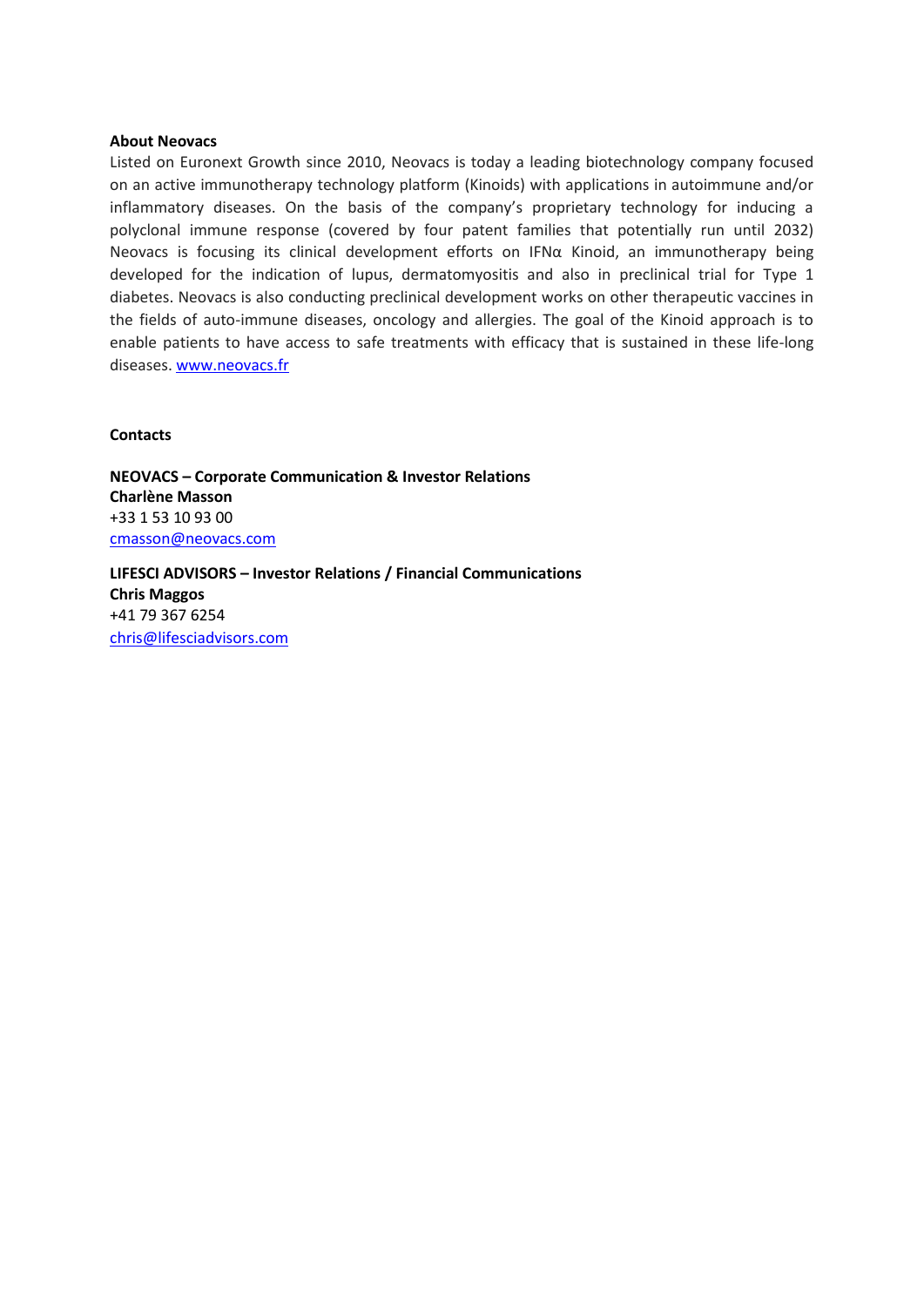**About Neovacs**

Listed on Euronext Growth since 2010, Neovacs is today a leading biotechnology company focused on an active immunotherapy technology platform (Kinoids) with applications in autoimmune and/or inflammatory diseases. On the basis of the company's proprietary technology for inducing a polyclonal immune response (covered by four patent families that potentially run until 2032) Neovacs is focusing its clinical development efforts on IFNα Kinoid, an immunotherapy being developed for the indication of lupus, dermatomyositis and also in preclinical trial for Type 1 diabetes. Neovacs is also conducting preclinical development works on other therapeutic vaccines in the fields of auto-immune diseases, oncology and allergies. The goal of the Kinoid approach is to enable patients to have access to safe treatments with efficacy that is sustained in these life-long diseases. www.neovacs.fr

**Contacts**

**NEOVACS – Corporate Communication & Investor Relations**
**Charlène Masson**
+33 1 53 10 93 00
cmasson@neovacs.com

**LIFESCI ADVISORS – Investor Relations / Financial Communications**
**Chris Maggos**
+41 79 367 6254
chris@lifesciadvisors.com